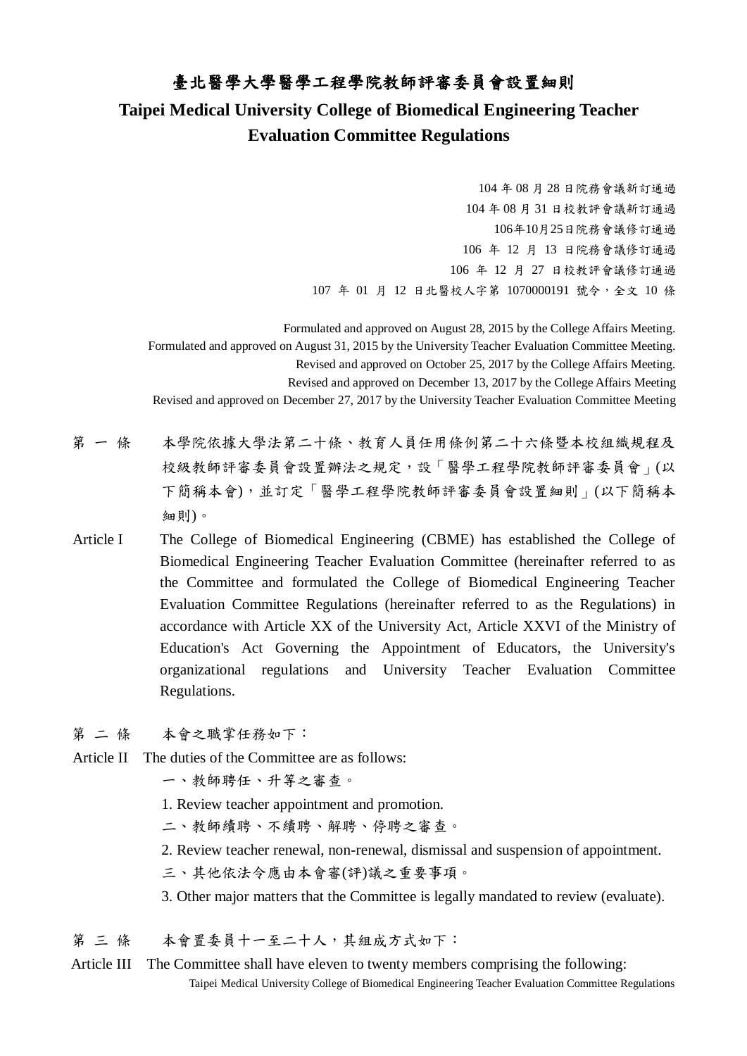# 臺北醫學大學醫學工程學院教師評審委員會設置細則

# Taipei Medical University College of Biomedical Engineering Teacher Evaluation Committee Regulations

104 年 08 月 28 日院務會議新訂通過
104 年 08 月 31 日校教評會議新訂通過
106年10月25日院務會議修訂通過
106 年 12 月 13 日院務會議修訂通過
106 年 12 月 27 日校教評會議修訂通過
107 年 01 月 12 日北醫校人字第 1070000191 號令，全文 10 條

Formulated and approved on August 28, 2015 by the College Affairs Meeting.
Formulated and approved on August 31, 2015 by the University Teacher Evaluation Committee Meeting.
Revised and approved on October 25, 2017 by the College Affairs Meeting.
Revised and approved on December 13, 2017 by the College Affairs Meeting
Revised and approved on December 27, 2017 by the University Teacher Evaluation Committee Meeting

第一條　本學院依據大學法第二十條、教育人員任用條例第二十六條暨本校組織規程及校級教師評審委員會設置辦法之規定，設「醫學工程學院教師評審委員會」(以下簡稱本會)，並訂定「醫學工程學院教師評審委員會設置細則」(以下簡稱本細則)。

Article I　The College of Biomedical Engineering (CBME) has established the College of Biomedical Engineering Teacher Evaluation Committee (hereinafter referred to as the Committee and formulated the College of Biomedical Engineering Teacher Evaluation Committee Regulations (hereinafter referred to as the Regulations) in accordance with Article XX of the University Act, Article XXVI of the Ministry of Education's Act Governing the Appointment of Educators, the University's organizational regulations and University Teacher Evaluation Committee Regulations.

第二條　本會之職掌任務如下：

Article II　The duties of the Committee are as follows:

一、教師聘任、升等之審查。

1. Review teacher appointment and promotion.

二、教師續聘、不續聘、解聘、停聘之審查。

2. Review teacher renewal, non-renewal, dismissal and suspension of appointment.

三、其他依法令應由本會審(評)議之重要事項。

3. Other major matters that the Committee is legally mandated to review (evaluate).

第三條　本會置委員十一至二十人，其組成方式如下：

Article III　The Committee shall have eleven to twenty members comprising the following: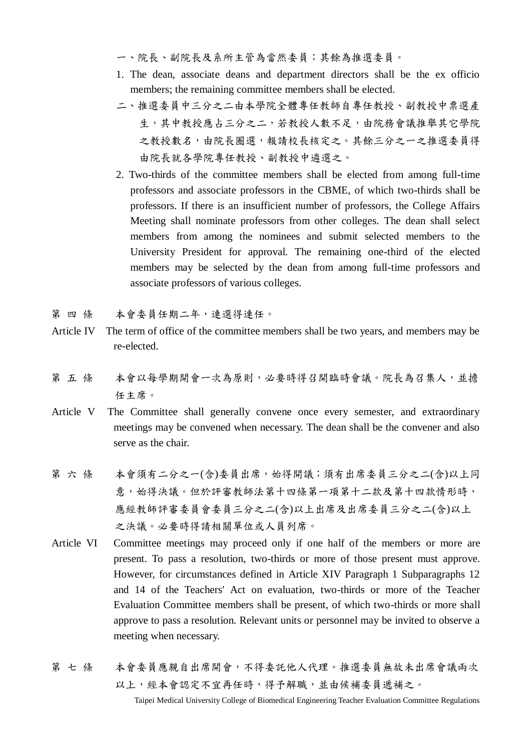一、院長、副院長及系所主管為當然委員；其餘為推選委員。

1. The dean, associate deans and department directors shall be the ex officio members; the remaining committee members shall be elected.

二、推選委員中三分之二由本學院全體專任教師自專任教授、副教授中票選產生，其中教授應占三分之二，若教授人數不足，由院務會議推舉其它學院之教授數名，由院長圈選，報請校長核定之。其餘三分之一之推選委員得由院長就各學院專任教授、副教授中遴選之。

2. Two-thirds of the committee members shall be elected from among full-time professors and associate professors in the CBME, of which two-thirds shall be professors. If there is an insufficient number of professors, the College Affairs Meeting shall nominate professors from other colleges. The dean shall select members from among the nominees and submit selected members to the University President for approval. The remaining one-third of the elected members may be selected by the dean from among full-time professors and associate professors of various colleges.

第 四 條　本會委員任期二年，連選得連任。

Article IV　The term of office of the committee members shall be two years, and members may be re-elected.

第 五 條　本會以每學期開會一次為原則，必要時得召開臨時會議。院長為召集人，並擔任主席。

Article V　The Committee shall generally convene once every semester, and extraordinary meetings may be convened when necessary. The dean shall be the convener and also serve as the chair.

第 六 條　本會須有二分之一(含)委員出席，始得開議；須有出席委員三分之二(含)以上同意，始得決議。但於評審教師法第十四條第一項第十二款及第十四款情形時，應經教師評審委員會委員三分之二(含)以上出席及出席委員三分之二(含)以上之決議。必要時得請相關單位或人員列席。

Article VI　Committee meetings may proceed only if one half of the members or more are present. To pass a resolution, two-thirds or more of those present must approve. However, for circumstances defined in Article XIV Paragraph 1 Subparagraphs 12 and 14 of the Teachers' Act on evaluation, two-thirds or more of the Teacher Evaluation Committee members shall be present, of which two-thirds or more shall approve to pass a resolution. Relevant units or personnel may be invited to observe a meeting when necessary.

第 七 條　本會委員應親自出席開會，不得委託他人代理。推選委員無故未出席會議兩次以上，經本會認定不宜再任時，得予解職，並由候補委員遞補之。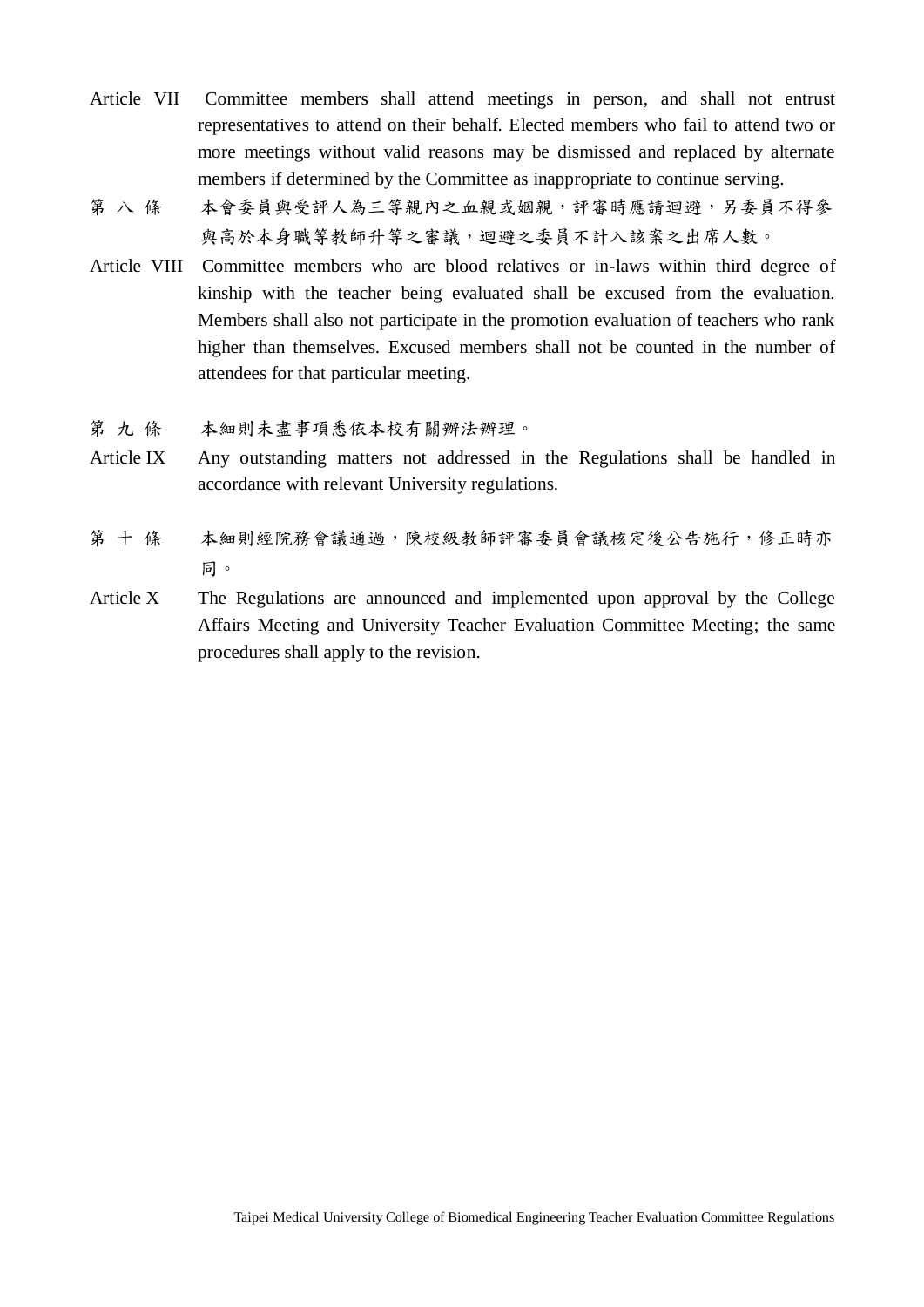Article VII　Committee members shall attend meetings in person, and shall not entrust representatives to attend on their behalf. Elected members who fail to attend two or more meetings without valid reasons may be dismissed and replaced by alternate members if determined by the Committee as inappropriate to continue serving.

第 八 條　本會委員與受評人為三等親內之血親或姻親，評審時應請迴避，另委員不得參與高於本身職等教師升等之審議，迴避之委員不計入該案之出席人數。

Article VIII　Committee members who are blood relatives or in-laws within third degree of kinship with the teacher being evaluated shall be excused from the evaluation. Members shall also not participate in the promotion evaluation of teachers who rank higher than themselves. Excused members shall not be counted in the number of attendees for that particular meeting.

第 九 條　本細則未盡事項悉依本校有關辦法辦理。

Article IX　Any outstanding matters not addressed in the Regulations shall be handled in accordance with relevant University regulations.

第 十 條　本細則經院務會議通過，陳校級教師評審委員會議核定後公告施行，修正時亦同。

Article X　The Regulations are announced and implemented upon approval by the College Affairs Meeting and University Teacher Evaluation Committee Meeting; the same procedures shall apply to the revision.